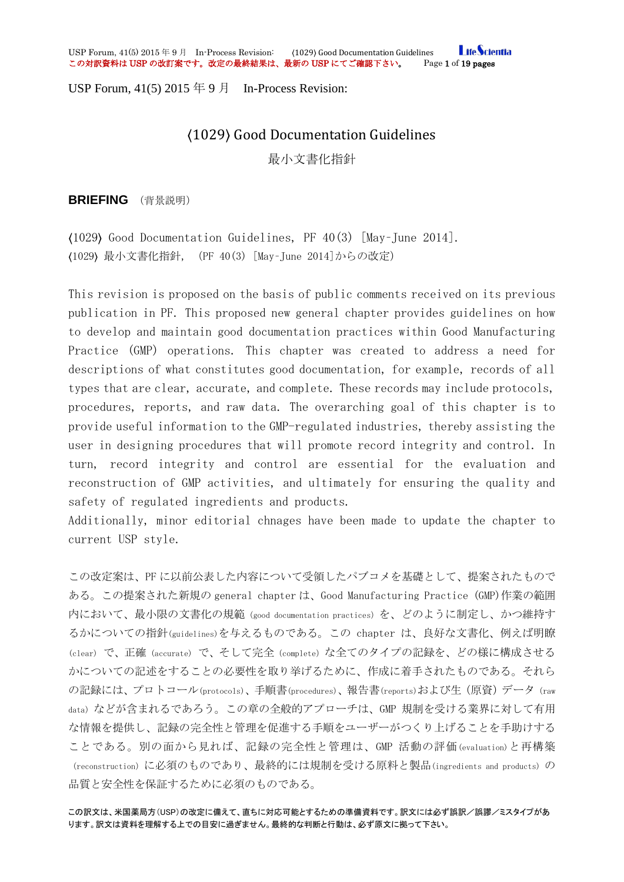USP Forum, 41(5) 2015 年 9 月　In-Process Revision:

# ⟨1029⟩ Good Documentation Guidelines

最小文書化指針

## BRIEFING （背景説明）

⟨1029⟩ Good Documentation Guidelines, PF 40(3) [May-June 2014].
⟨1029⟩ 最小文書化指針, （PF 40(3) [May-June 2014]からの改定）

This revision is proposed on the basis of public comments received on its previous publication in PF. This proposed new general chapter provides guidelines on how to develop and maintain good documentation practices within Good Manufacturing Practice (GMP) operations. This chapter was created to address a need for descriptions of what constitutes good documentation, for example, records of all types that are clear, accurate, and complete. These records may include protocols, procedures, reports, and raw data. The overarching goal of this chapter is to provide useful information to the GMP-regulated industries, thereby assisting the user in designing procedures that will promote record integrity and control. In turn, record integrity and control are essential for the evaluation and reconstruction of GMP activities, and ultimately for ensuring the quality and safety of regulated ingredients and products.
Additionally, minor editorial chnages have been made to update the chapter to current USP style.

この改定案は、PF に以前公表した内容について受領したパブコメを基礎として、提案されたものである。この提案された新規の general chapter は、Good Manufacturing Practice (GMP)作業の範囲内において、最小限の文書化の規範 (good documentation practices) を、どのように制定し、かつ維持するかについての指針(guidelines)を与えるものである。この chapter は、良好な文書化、例えば明瞭 (clear) で、正確 (accurate) で、そして完全 (complete) な全てのタイプの記録を、どの様に構成させるかについての記述をすることの必要性を取り挙げるために、作成に着手されたものである。それらの記録には、プロトコール(protocols)、手順書(procedures)、報告書(reports)および生（原資）データ (raw data) などが含まれるであろう。この章の全般的アプローチは、GMP 規制を受ける業界に対して有用な情報を提供し、記録の完全性と管理を促進する手順をユーザーがつくり上げることを手助けすることである。別の面から見れば、記録の完全性と管理は、GMP 活動の評価(evaluation)と再構築 (reconstruction) に必須のものであり、最終的には規制を受ける原料と製品(ingredients and products) の品質と安全性を保証するために必須のものである。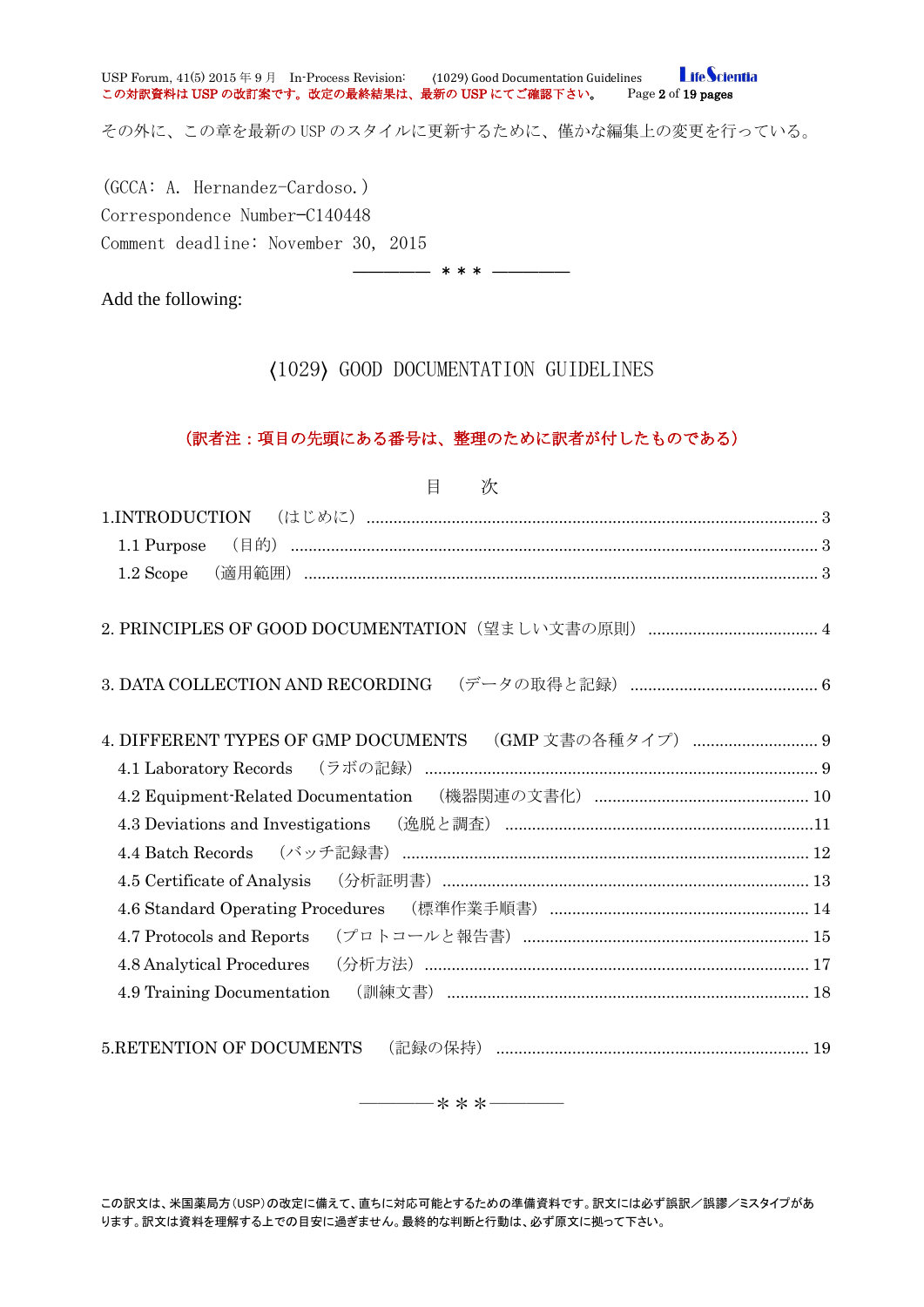その外に、この章を最新の USP のスタイルに更新するために、僅かな編集上の変更を行っている。

(GCCA: A. Hernandez-Cardoso.)
Correspondence Number—C140448
Comment deadline: November 30, 2015

———— * * * ————

Add the following:

# 〈1029〉 GOOD DOCUMENTATION GUIDELINES

**（訳者注：項目の先頭にある番号は、整理のために訳者が付したものである）**

## 目　次

1.INTRODUCTION　（はじめに） ........ 3
- 1.1 Purpose　（目的） ........ 3
- 1.2 Scope　（適用範囲） ........ 3

2. PRINCIPLES OF GOOD DOCUMENTATION（望ましい文書の原則） ........ 4

3. DATA COLLECTION AND RECORDING　（データの取得と記録） ........ 6

4. DIFFERENT TYPES OF GMP DOCUMENTS　（GMP 文書の各種タイプ） ........ 9
- 4.1 Laboratory Records　（ラボの記録） ........ 9
- 4.2 Equipment-Related Documentation　（機器関連の文書化） ........ 10
- 4.3 Deviations and Investigations　（逸脱と調査） ........ 11
- 4.4 Batch Records　（バッチ記録書） ........ 12
- 4.5 Certificate of Analysis　（分析証明書） ........ 13
- 4.6 Standard Operating Procedures　（標準作業手順書） ........ 14
- 4.7 Protocols and Reports　（プロトコールと報告書） ........ 15
- 4.8 Analytical Procedures　（分析方法） ........ 17
- 4.9 Training Documentation　（訓練文書） ........ 18

5.RETENTION OF DOCUMENTS　（記録の保持） ........ 19

————＊＊＊————

この訳文は、米国薬局方（USP）の改定に備えて、直ちに対応可能とするための準備資料です。訳文には必ず誤訳／誤謬／ミスタイプがあります。訳文は資料を理解する上での目安に過ぎません。最終的な判断と行動は、必ず原文に拠って下さい。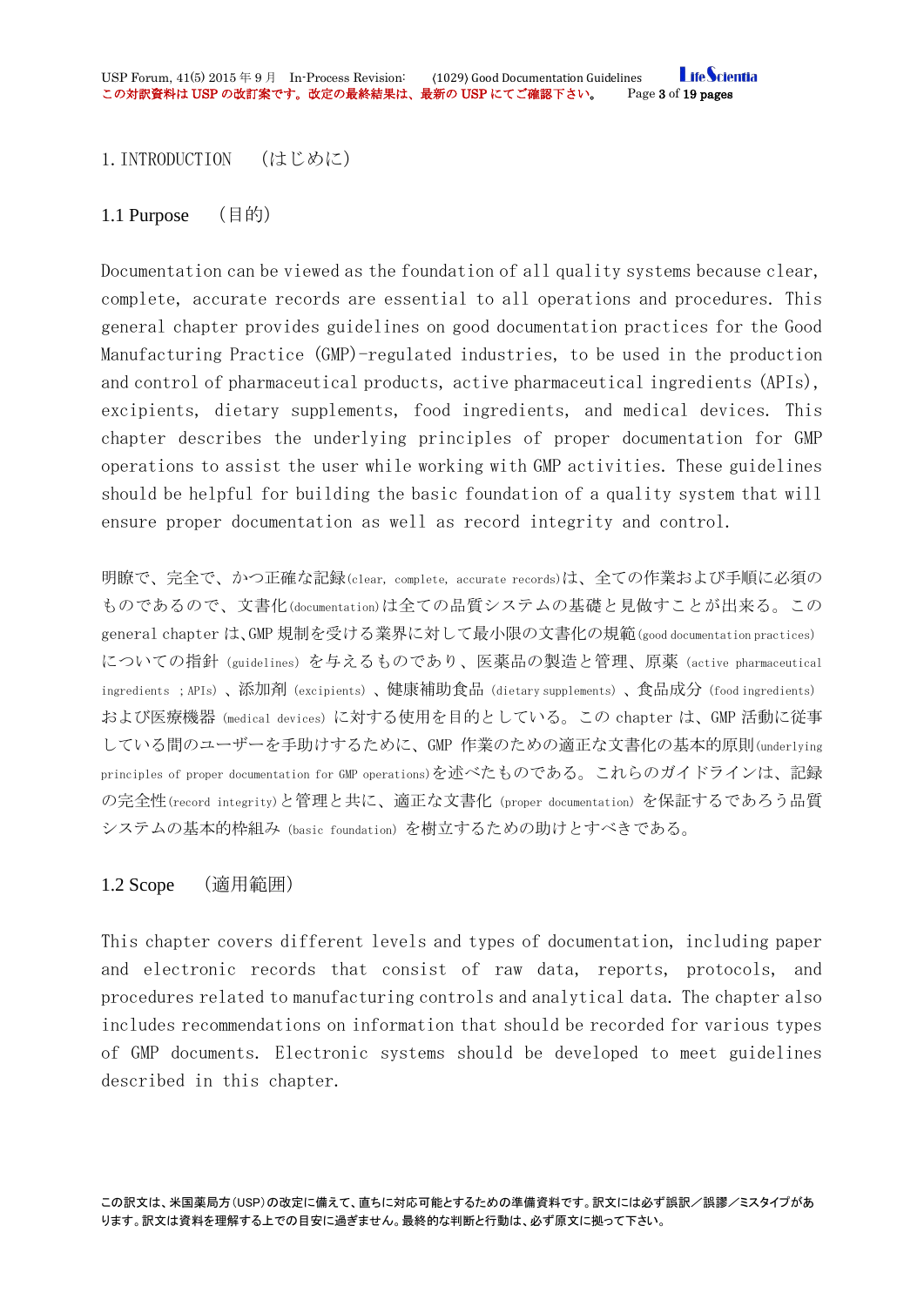# 1. INTRODUCTION　（はじめに）

## 1.1 Purpose　（目的）

Documentation can be viewed as the foundation of all quality systems because clear, complete, accurate records are essential to all operations and procedures. This general chapter provides guidelines on good documentation practices for the Good Manufacturing Practice (GMP)-regulated industries, to be used in the production and control of pharmaceutical products, active pharmaceutical ingredients (APIs), excipients, dietary supplements, food ingredients, and medical devices. This chapter describes the underlying principles of proper documentation for GMP operations to assist the user while working with GMP activities. These guidelines should be helpful for building the basic foundation of a quality system that will ensure proper documentation as well as record integrity and control.

明瞭で、完全で、かつ正確な記録(clear, complete, accurate records)は、全ての作業および手順に必須のものであるので、文書化(documentation)は全ての品質システムの基礎と見做すことが出来る。このgeneral chapter は、GMP 規制を受ける業界に対して最小限の文書化の規範(good documentation practices)についての指針（guidelines）を与えるものであり、医薬品の製造と管理、原薬（active pharmaceutical ingredients ；APIs）、添加剤（excipients）、健康補助食品（dietary supplements）、食品成分（food ingredients）および医療機器（medical devices）に対する使用を目的としている。この chapter は、GMP 活動に従事している間のユーザーを手助けするために、GMP 作業のための適正な文書化の基本的原則(underlying principles of proper documentation for GMP operations)を述べたものである。これらのガイドラインは、記録の完全性(record integrity)と管理と共に、適正な文書化（proper documentation）を保証するであろう品質システムの基本的枠組み（basic foundation）を樹立するための助けとすべきである。

## 1.2 Scope　（適用範囲）

This chapter covers different levels and types of documentation, including paper and electronic records that consist of raw data, reports, protocols, and procedures related to manufacturing controls and analytical data. The chapter also includes recommendations on information that should be recorded for various types of GMP documents. Electronic systems should be developed to meet guidelines described in this chapter.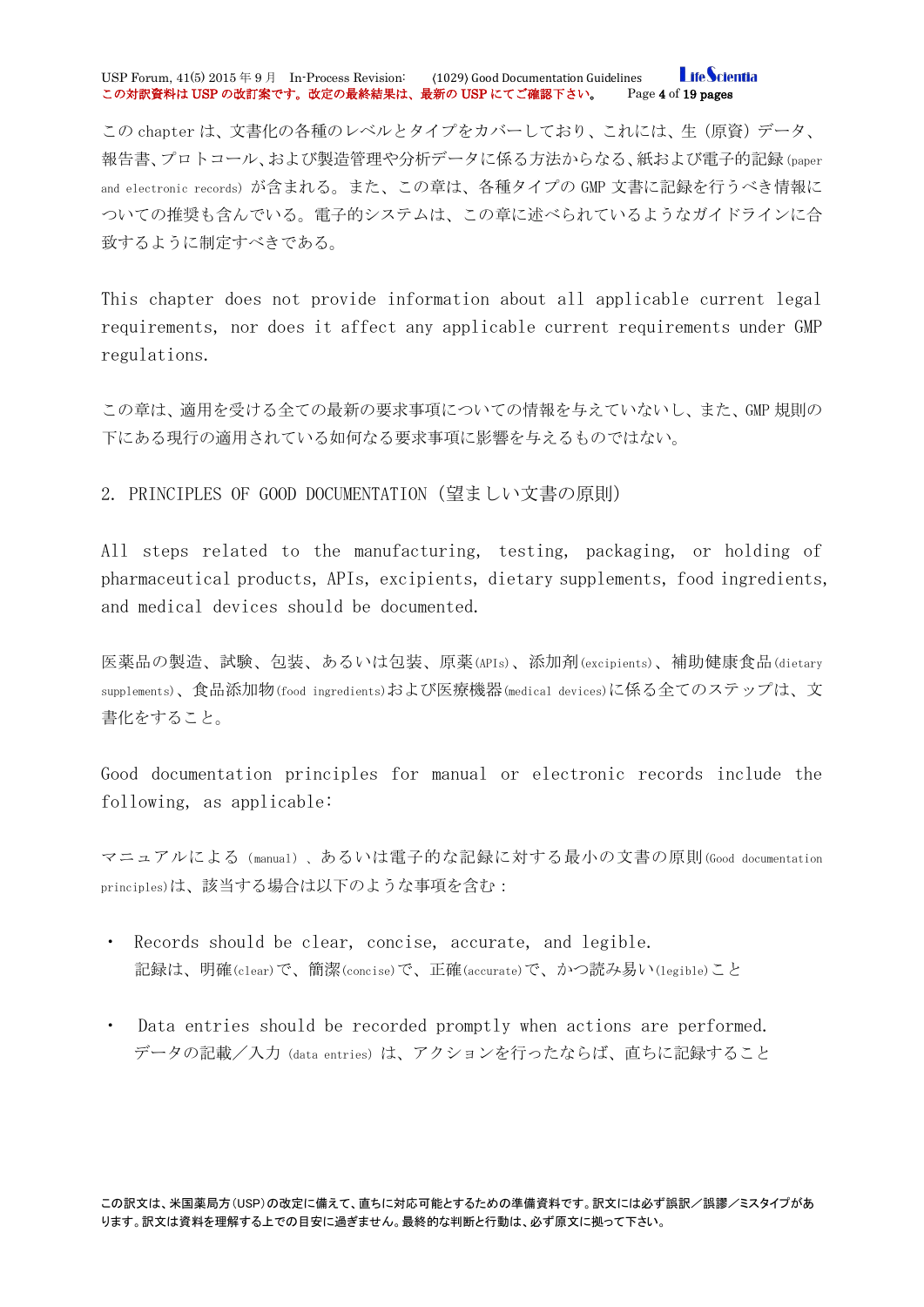この chapter は、文書化の各種のレベルとタイプをカバーしており、これには、生（原資）データ、報告書、プロトコール、および製造管理や分析データに係る方法からなる、紙および電子的記録(paper and electronic records) が含まれる。また、この章は、各種タイプの GMP 文書に記録を行うべき情報についての推奨も含んでいる。電子的システムは、この章に述べられているようなガイドラインに合致するように制定すべきである。

This chapter does not provide information about all applicable current legal requirements, nor does it affect any applicable current requirements under GMP regulations.

この章は、適用を受ける全ての最新の要求事項についての情報を与えていないし、また、GMP 規則の下にある現行の適用されている如何なる要求事項に影響を与えるものではない。

## 2. PRINCIPLES OF GOOD DOCUMENTATION（望ましい文書の原則）

All steps related to the manufacturing, testing, packaging, or holding of pharmaceutical products, APIs, excipients, dietary supplements, food ingredients, and medical devices should be documented.

医薬品の製造、試験、包装、あるいは包装、原薬(APIs)、添加剤(excipients)、補助健康食品(dietary supplements)、食品添加物(food ingredients)および医療機器(medical devices)に係る全てのステップは、文書化をすること。

Good documentation principles for manual or electronic records include the following, as applicable:

マニュアルによる (manual) 、あるいは電子的な記録に対する最小の文書の原則(Good documentation principles)は、該当する場合は以下のような事項を含む：

- Records should be clear, concise, accurate, and legible.
  記録は、明確(clear)で、簡潔(concise)で、正確(accurate)で、かつ読み易い(legible)こと

- Data entries should be recorded promptly when actions are performed.
  データの記載／入力 (data entries) は、アクションを行ったならば、直ちに記録すること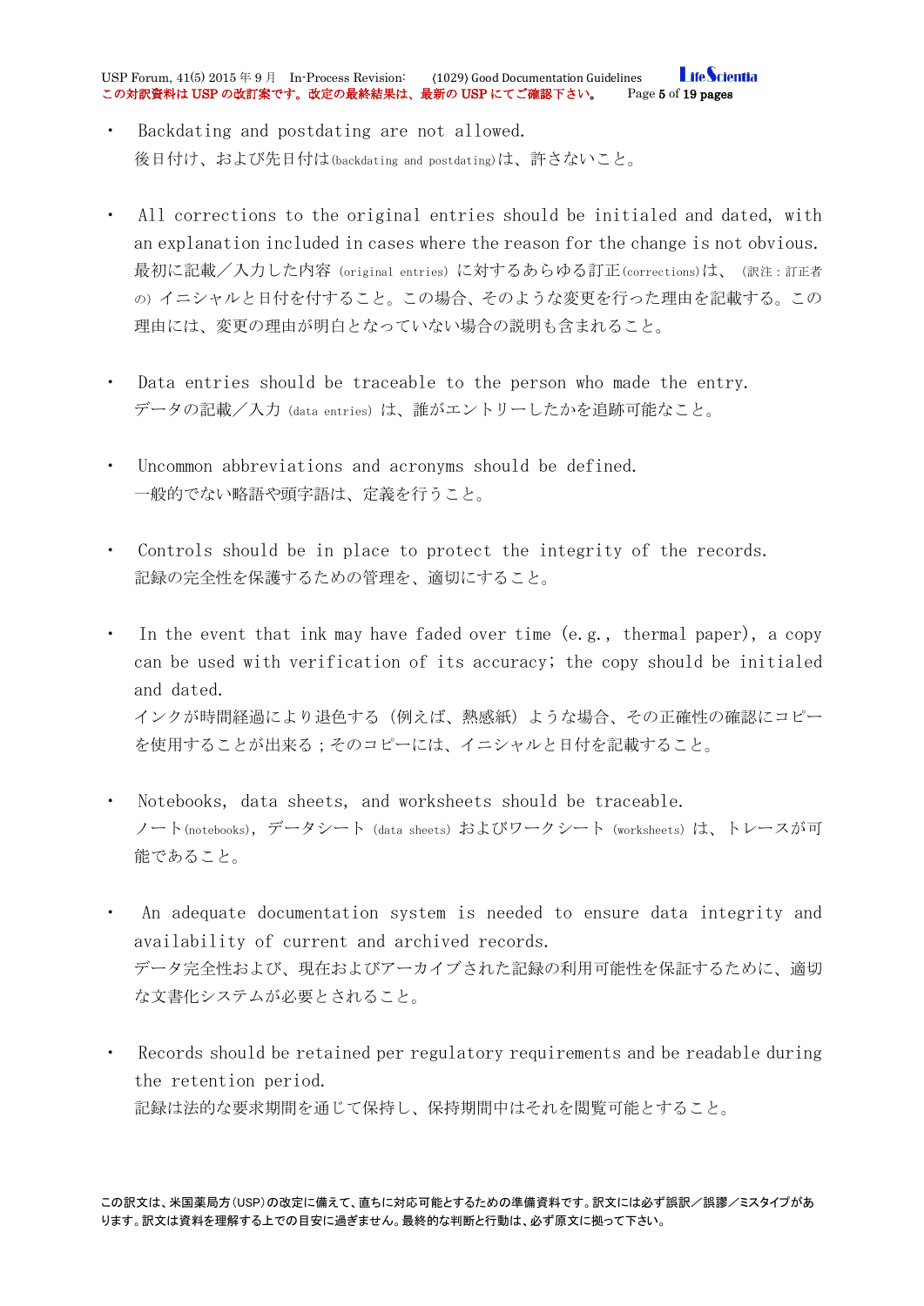- Backdating and postdating are not allowed.
  後日付け、および先日付は(backdating and postdating)は、許さないこと。

- All corrections to the original entries should be initialed and dated, with an explanation included in cases where the reason for the change is not obvious.
  最初に記載／入力した内容 (original entries) に対するあらゆる訂正(corrections)は、 (訳注：訂正者の) イニシャルと日付を付すること。この場合、そのような変更を行った理由を記載する。この理由には、変更の理由が明白となっていない場合の説明も含まれること。

- Data entries should be traceable to the person who made the entry.
  データの記載／入力 (data entries) は、誰がエントリーしたかを追跡可能なこと。

- Uncommon abbreviations and acronyms should be defined.
  一般的でない略語や頭字語は、定義を行うこと。

- Controls should be in place to protect the integrity of the records.
  記録の完全性を保護するための管理を、適切にすること。

- In the event that ink may have faded over time (e.g., thermal paper), a copy can be used with verification of its accuracy; the copy should be initialed and dated.
  インクが時間経過により退色する (例えば、熱感紙) ような場合、その正確性の確認にコピーを使用することが出来る；そのコピーには、イニシャルと日付を記載すること。

- Notebooks, data sheets, and worksheets should be traceable.
  ノート(notebooks), データシート (data sheets) およびワークシート (worksheets) は、トレースが可能であること。

- An adequate documentation system is needed to ensure data integrity and availability of current and archived records.
  データ完全性および、現在およびアーカイブされた記録の利用可能性を保証するために、適切な文書化システムが必要とされること。

- Records should be retained per regulatory requirements and be readable during the retention period.
  記録は法的な要求期間を通じて保持し、保持期間中はそれを閲覧可能とすること。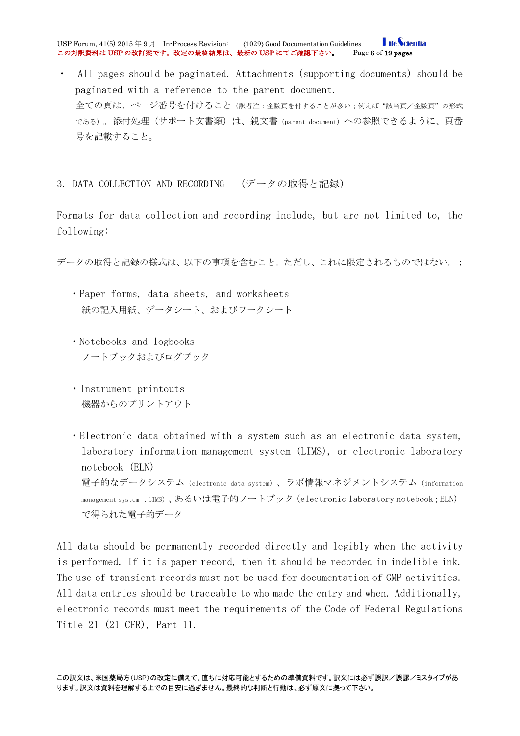- All pages should be paginated. Attachments (supporting documents) should be paginated with a reference to the parent document.
  全ての頁は、ページ番号を付けること（訳者注：全数頁を付することが多い；例えば“該当頁／全数頁”の形式である）。添付処理（サポート文書類）は、親文書（parent document）への参照できるように、頁番号を記載すること。

## 3. DATA COLLECTION AND RECORDING （データの取得と記録）

Formats for data collection and recording include, but are not limited to, the following:

データの取得と記録の様式は、以下の事項を含むこと。ただし、これに限定されるものではない。；

- Paper forms, data sheets, and worksheets
  紙の記入用紙、データシート、およびワークシート
- Notebooks and logbooks
  ノートブックおよびログブック
- Instrument printouts
  機器からのプリントアウト
- Electronic data obtained with a system such as an electronic data system, laboratory information management system (LIMS), or electronic laboratory notebook (ELN)
  電子的なデータシステム（electronic data system）、ラボ情報マネジメントシステム（information management system ：LIMS）、あるいは電子的ノートブック（electronic laboratory notebook；ELN）で得られた電子的データ

All data should be permanently recorded directly and legibly when the activity is performed. If it is paper record, then it should be recorded in indelible ink. The use of transient records must not be used for documentation of GMP activities. All data entries should be traceable to who made the entry and when. Additionally, electronic records must meet the requirements of the Code of Federal Regulations Title 21 (21 CFR), Part 11.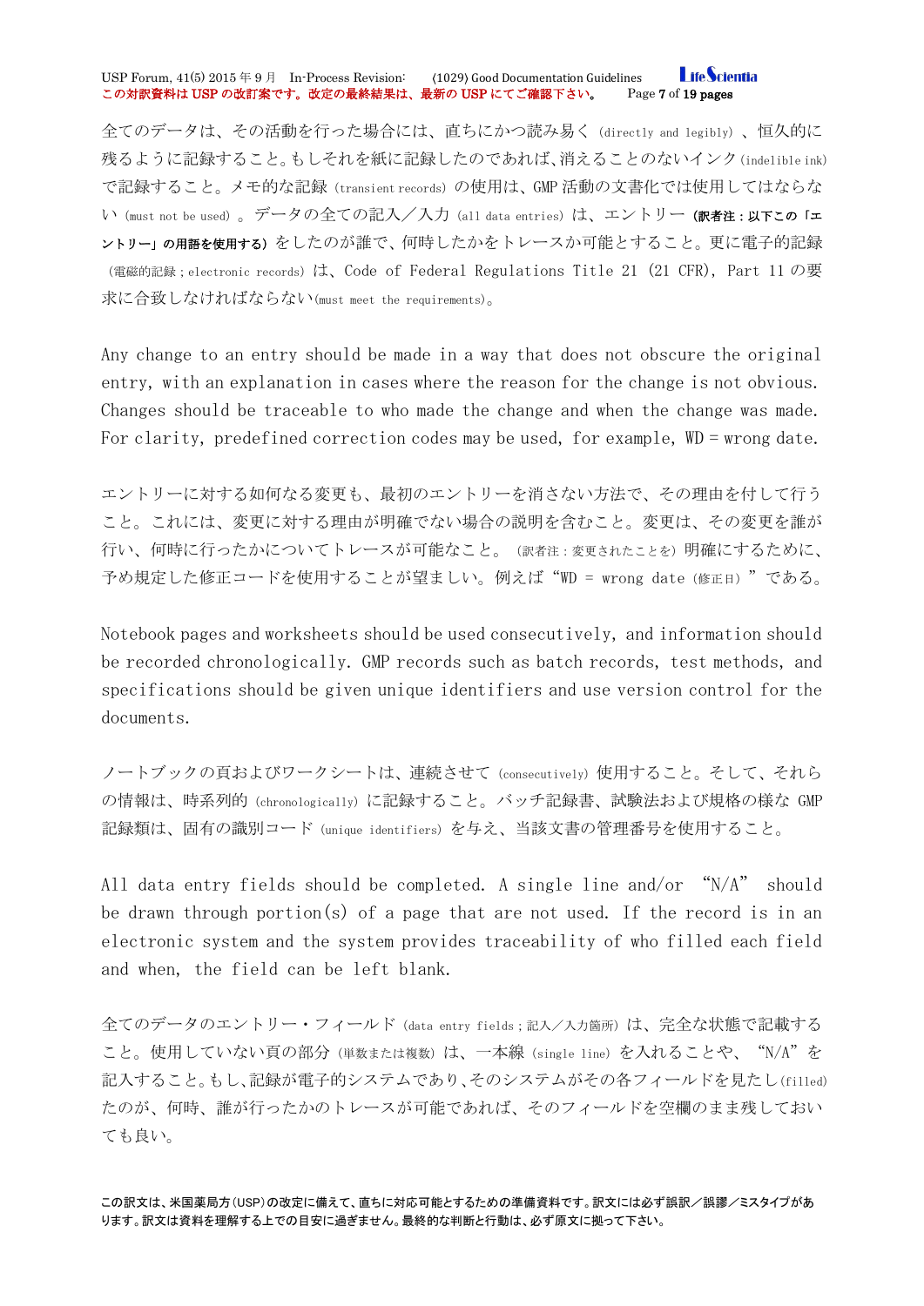全てのデータは、その活動を行った場合には、直ちにかつ読み易く (directly and legibly) 、恒久的に残るように記録すること。もしそれを紙に記録したのであれば、消えることのないインク (indelible ink) で記録すること。メモ的な記録 (transient records) の使用は、GMP 活動の文書化では使用してはならない (must not be used) 。データの全ての記入／入力 (all data entries) は、エントリー **(訳者注：以下この「エントリー」の用語を使用する)** をしたのが誰で、何時したかをトレースか可能とすること。更に電子的記録 (電磁的記録；electronic records) は、Code of Federal Regulations Title 21 (21 CFR), Part 11 の要求に合致しなければならない(must meet the requirements)。

Any change to an entry should be made in a way that does not obscure the original entry, with an explanation in cases where the reason for the change is not obvious. Changes should be traceable to who made the change and when the change was made. For clarity, predefined correction codes may be used, for example, WD = wrong date.

エントリーに対する如何なる変更も、最初のエントリーを消さない方法で、その理由を付して行うこと。これには、変更に対する理由が明確でない場合の説明を含むこと。変更は、その変更を誰が行い、何時に行ったかについてトレースが可能なこと。(訳者注：変更されたことを) 明確にするために、予め規定した修正コードを使用することが望ましい。例えば "WD = wrong date (修正日) " である。

Notebook pages and worksheets should be used consecutively, and information should be recorded chronologically. GMP records such as batch records, test methods, and specifications should be given unique identifiers and use version control for the documents.

ノートブックの頁およびワークシートは、連続させて (consecutively) 使用すること。そして、それらの情報は、時系列的 (chronologically) に記録すること。バッチ記録書、試験法および規格の様な GMP 記録類は、固有の識別コード (unique identifiers) を与え、当該文書の管理番号を使用すること。

All data entry fields should be completed. A single line and/or "N/A" should be drawn through portion(s) of a page that are not used. If the record is in an electronic system and the system provides traceability of who filled each field and when, the field can be left blank.

全てのデータのエントリー・フィールド (data entry fields；記入／入力箇所) は、完全な状態で記載すること。使用していない頁の部分 (単数または複数) は、一本線 (single line) を入れることや、"N/A" を記入すること。もし、記録が電子的システムであり、そのシステムがその各フィールドを見たし(filled) たのが、何時、誰が行ったかのトレースが可能であれば、そのフィールドを空欄のまま残しておいても良い。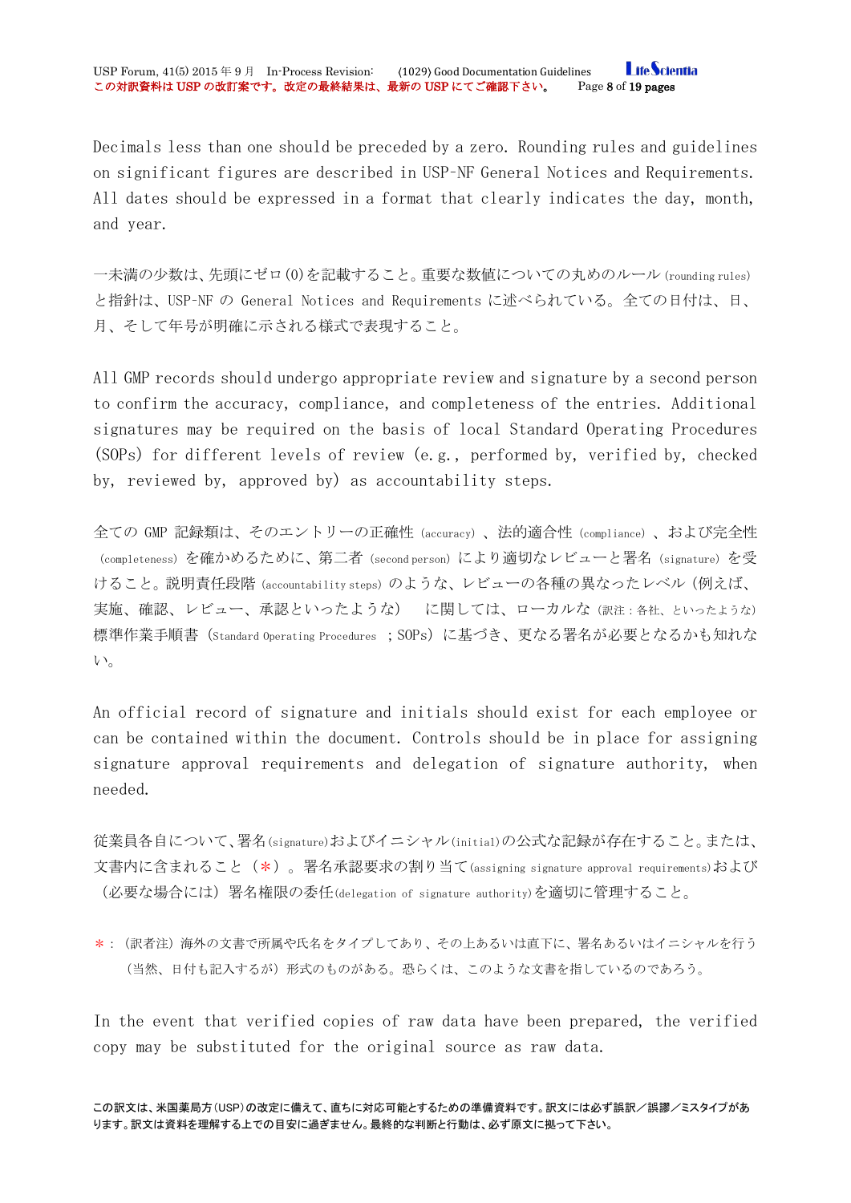Decimals less than one should be preceded by a zero. Rounding rules and guidelines on significant figures are described in USP-NF General Notices and Requirements. All dates should be expressed in a format that clearly indicates the day, month, and year.

一未満の少数は、先頭にゼロ(0)を記載すること。重要な数値についての丸めのルール(rounding rules)と指針は、USP-NF の General Notices and Requirements に述べられている。全ての日付は、日、月、そして年号が明確に示される様式で表現すること。

All GMP records should undergo appropriate review and signature by a second person to confirm the accuracy, compliance, and completeness of the entries. Additional signatures may be required on the basis of local Standard Operating Procedures (SOPs) for different levels of review (e.g., performed by, verified by, checked by, reviewed by, approved by) as accountability steps.

全ての GMP 記録類は、そのエントリーの正確性(accuracy)、法的適合性(compliance)、および完全性(completeness)を確かめるために、第二者(second person)により適切なレビューと署名(signature)を受けること。説明責任段階(accountability steps)のような、レビューの各種の異なったレベル(例えば、実施、確認、レビュー、承認といったような) に関しては、ローカルな(訳注：各社、といったような)標準作業手順書(Standard Operating Procedures ；SOPs)に基づき、更なる署名が必要となるかも知れない。

An official record of signature and initials should exist for each employee or can be contained within the document. Controls should be in place for assigning signature approval requirements and delegation of signature authority, when needed.

従業員各自について、署名(signature)およびイニシャル(initial)の公式な記録が存在すること。または、文書内に含まれること(＊)。署名承認要求の割り当て(assigning signature approval requirements)および(必要な場合には)署名権限の委任(delegation of signature authority)を適切に管理すること。

＊：(訳者注)海外の文書で所属や氏名をタイプしてあり、その上あるいは直下に、署名あるいはイニシャルを行う(当然、日付も記入するが)形式のものがある。恐らくは、このような文書を指しているのであろう。

In the event that verified copies of raw data have been prepared, the verified copy may be substituted for the original source as raw data.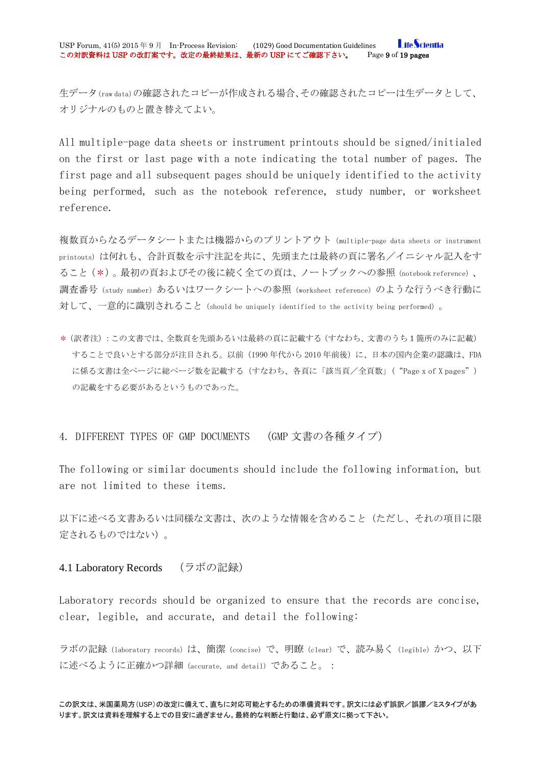生データ(raw data)の確認されたコピーが作成される場合、その確認されたコピーは生データとして、オリジナルのものと置き替えてよい。

All multiple-page data sheets or instrument printouts should be signed/initialed on the first or last page with a note indicating the total number of pages. The first page and all subsequent pages should be uniquely identified to the activity being performed, such as the notebook reference, study number, or worksheet reference.

複数頁からなるデータシートまたは機器からのプリントアウト(multiple-page data sheets or instrument printouts)は何れも、合計頁数を示す注記を共に、先頭または最終の頁に署名/イニシャル記入をすること(*)。最初の頁およびその後に続く全ての頁は、ノートブックへの参照(notebook reference)、調査番号(study number)あるいはワークシートへの参照(worksheet reference)のような行うべき行動に対して、一意的に識別されること(should be uniquely identified to the activity being performed)。

* (訳者注):この文書では、全数頁を先頭あるいは最終の頁に記載する(すなわち、文書のうち1箇所のみに記載)することで良いとする部分が注目される。以前(1990年代から2010年前後)に、日本の国内企業の認識は、FDAに係る文書は全ページに総ページ数を記載する(すなわち、各頁に「該当頁/全頁数」(“Page x of X pages”)の記載をする必要があるというものであった。

## 4. DIFFERENT TYPES OF GMP DOCUMENTS (GMP 文書の各種タイプ)

The following or similar documents should include the following information, but are not limited to these items.

以下に述べる文書あるいは同様な文書は、次のような情報を含めること(ただし、それの項目に限定されるものではない)。

### 4.1 Laboratory Records (ラボの記録)

Laboratory records should be organized to ensure that the records are concise, clear, legible, and accurate, and detail the following:

ラボの記録(laboratory records)は、簡潔(concise)で、明瞭(clear)で、読み易く(legible)かつ、以下に述べるように正確かつ詳細(accurate, and detail)であること。: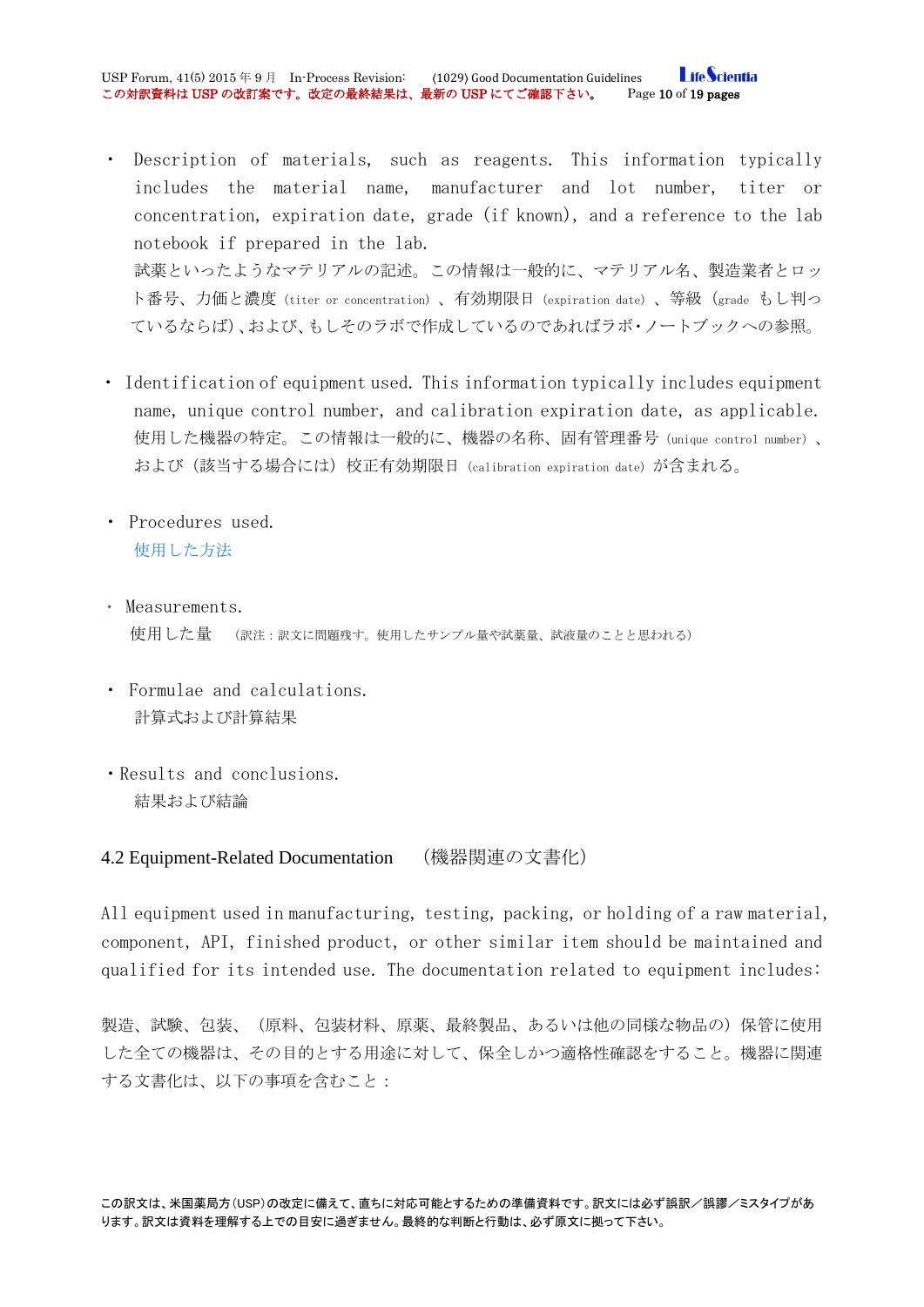- Description of materials, such as reagents. This information typically includes the material name, manufacturer and lot number, titer or concentration, expiration date, grade (if known), and a reference to the lab notebook if prepared in the lab.
  試薬といったようなマテリアルの記述。この情報は一般的に、マテリアル名、製造業者とロット番号、力価と濃度（titer or concentration）、有効期限日（expiration date）、等級（grade もし判っているならば）、および、もしそのラボで作成しているのであればラボ・ノートブックへの参照。

- Identification of equipment used. This information typically includes equipment name, unique control number, and calibration expiration date, as applicable.
  使用した機器の特定。この情報は一般的に、機器の名称、固有管理番号（unique control number）、および（該当する場合には）校正有効期限日（calibration expiration date）が含まれる。

- Procedures used.
  使用した方法

- Measurements.
  使用した量 （訳注：訳文に問題残す。使用したサンプル量や試薬量、試液量のことと思われる）

- Formulae and calculations.
  計算式および計算結果

- Results and conclusions.
  結果および結論

## 4.2 Equipment-Related Documentation （機器関連の文書化）

All equipment used in manufacturing, testing, packing, or holding of a raw material, component, API, finished product, or other similar item should be maintained and qualified for its intended use. The documentation related to equipment includes:

製造、試験、包装、（原料、包装材料、原薬、最終製品、あるいは他の同様な物品の）保管に使用した全ての機器は、その目的とする用途に対して、保全しかつ適格性確認をすること。機器に関連する文書化は、以下の事項を含むこと：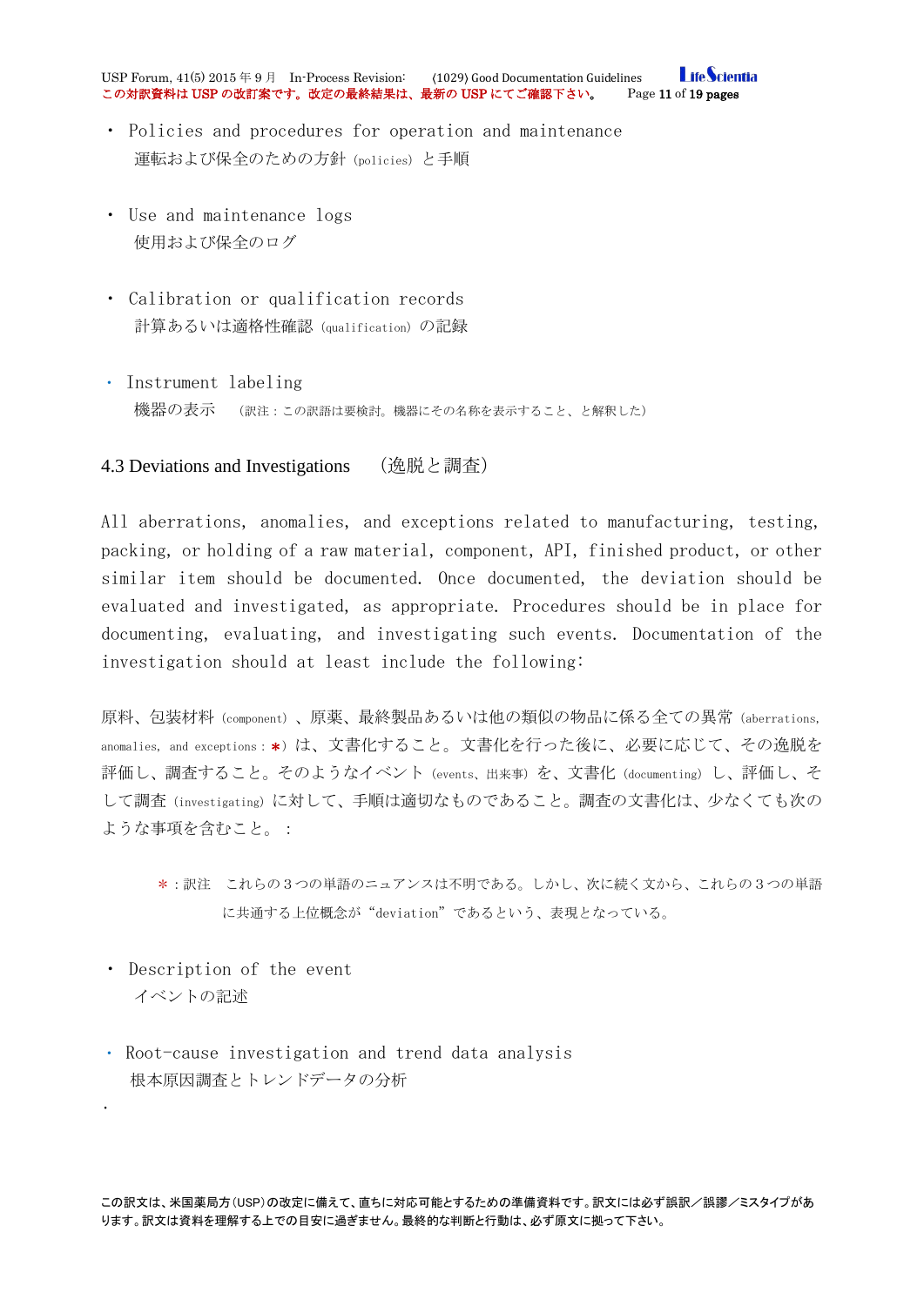- Policies and procedures for operation and maintenance
  運転および保全のための方針（policies）と手順

- Use and maintenance logs
  使用および保全のログ

- Calibration or qualification records
  計算あるいは適格性確認（qualification）の記録

- Instrument labeling
  機器の表示　（訳注：この訳語は要検討。機器にその名称を表示すること、と解釈した）

## 4.3 Deviations and Investigations　（逸脱と調査）

All aberrations, anomalies, and exceptions related to manufacturing, testing, packing, or holding of a raw material, component, API, finished product, or other similar item should be documented. Once documented, the deviation should be evaluated and investigated, as appropriate. Procedures should be in place for documenting, evaluating, and investigating such events. Documentation of the investigation should at least include the following:

原料、包装材料（component）、原薬、最終製品あるいは他の類似の物品に係る全ての異常（aberrations, anomalies, and exceptions：＊）は、文書化すること。文書化を行った後に、必要に応じて、その逸脱を評価し、調査すること。そのようなイベント（events、出来事）を、文書化（documenting）し、評価し、そして調査（investigating）に対して、手順は適切なものであること。調査の文書化は、少なくても次のような事項を含むこと。：

＊：訳注　これらの３つの単語のニュアンスは不明である。しかし、次に続く文から、これらの３つの単語に共通する上位概念が“deviation”であるという、表現となっている。

- Description of the event
  イベントの記述

- Root-cause investigation and trend data analysis
  根本原因調査とトレンドデータの分析

-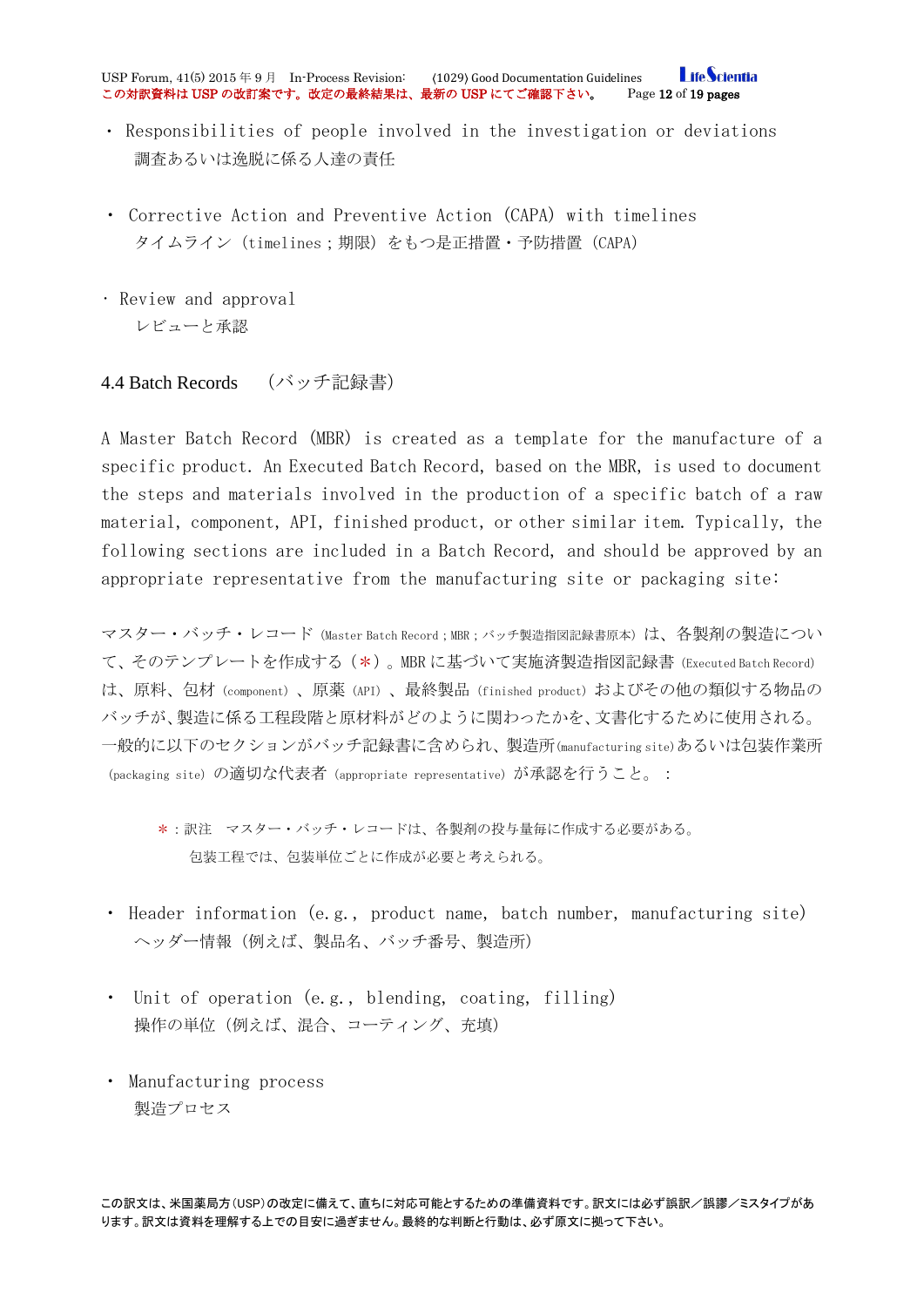- Responsibilities of people involved in the investigation or deviations
  調査あるいは逸脱に係る人達の責任

- Corrective Action and Preventive Action (CAPA) with timelines
  タイムライン（timelines；期限）をもつ是正措置・予防措置（CAPA）

- Review and approval
  レビューと承認

## 4.4 Batch Records　（バッチ記録書）

A Master Batch Record (MBR) is created as a template for the manufacture of a specific product. An Executed Batch Record, based on the MBR, is used to document the steps and materials involved in the production of a specific batch of a raw material, component, API, finished product, or other similar item. Typically, the following sections are included in a Batch Record, and should be approved by an appropriate representative from the manufacturing site or packaging site:

マスター・バッチ・レコード（Master Batch Record；MBR；バッチ製造指図記録書原本）は、各製剤の製造について、そのテンプレートを作成する（*）。MBR に基づいて実施済製造指図記録書（Executed Batch Record）は、原料、包材（component）、原薬（API）、最終製品（finished product）およびその他の類似する物品のバッチが、製造に係る工程段階と原材料がどのように関わったかを、文書化するために使用される。一般的に以下のセクションがバッチ記録書に含められ、製造所(manufacturing site)あるいは包装作業所（packaging site）の適切な代表者（appropriate representative）が承認を行うこと。：

> *：訳注　マスター・バッチ・レコードは、各製剤の投与量毎に作成する必要がある。
> 包装工程では、包装単位ごとに作成が必要と考えられる。

- Header information (e.g., product name, batch number, manufacturing site)
  ヘッダー情報（例えば、製品名、バッチ番号、製造所）

- Unit of operation (e.g., blending, coating, filling)
  操作の単位（例えば、混合、コーティング、充填）

- Manufacturing process
  製造プロセス

この訳文は、米国薬局方（USP）の改定に備えて、直ちに対応可能とするための準備資料です。訳文には必ず誤訳／誤謬／ミスタイプがあります。訳文は資料を理解する上での目安に過ぎません。最終的な判断と行動は、必ず原文に拠って下さい。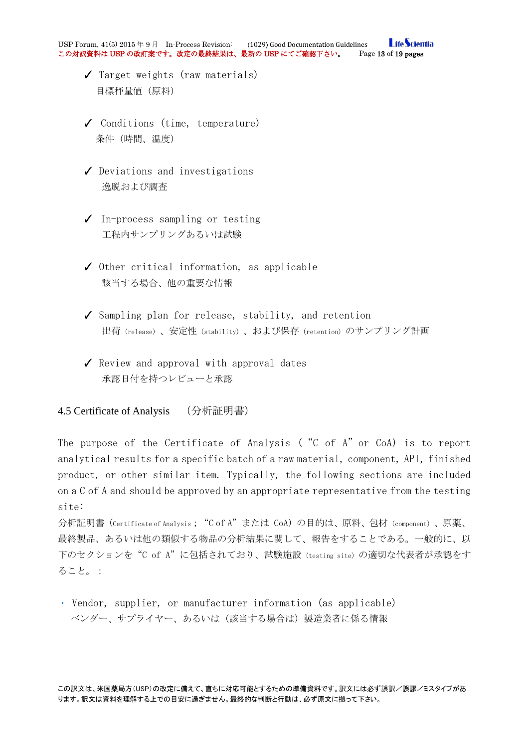- ✓ Target weights (raw materials)
  目標秤量値（原料）

- ✓ Conditions (time, temperature)
  条件（時間、温度）

- ✓ Deviations and investigations
  逸脱および調査

- ✓ In-process sampling or testing
  工程内サンプリングあるいは試験

- ✓ Other critical information, as applicable
  該当する場合、他の重要な情報

- ✓ Sampling plan for release, stability, and retention
  出荷（release）、安定性（stability）、および保存（retention）のサンプリング計画

- ✓ Review and approval with approval dates
  承認日付を持つレビューと承認

## 4.5 Certificate of Analysis　（分析証明書）

The purpose of the Certificate of Analysis (“C of A” or CoA) is to report analytical results for a specific batch of a raw material, component, API, finished product, or other similar item. Typically, the following sections are included on a C of A and should be approved by an appropriate representative from the testing site:

分析証明書（Certificate of Analysis；“C of A”または CoA）の目的は、原料、包材（component）、原薬、最終製品、あるいは他の類似する物品の分析結果に関して、報告をすることである。一般的に、以下のセクションを“C of A”に包括されており、試験施設（testing site）の適切な代表者が承認をすること。：

- Vendor, supplier, or manufacturer information (as applicable)
  ベンダー、サプライヤー、あるいは（該当する場合は）製造業者に係る情報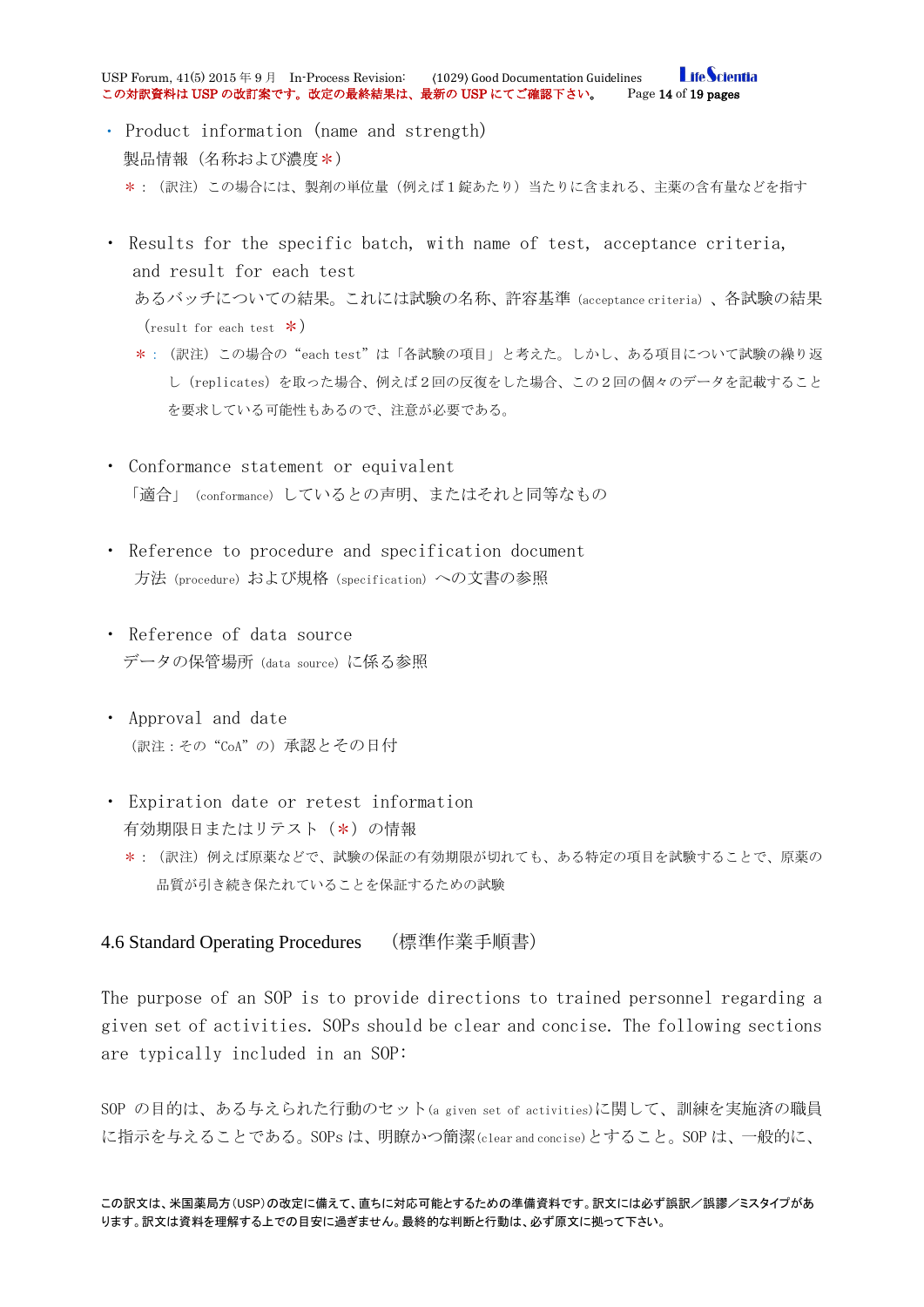- Product information (name and strength)

  製品情報（名称および濃度＊）

  ＊：（訳注）この場合には、製剤の単位量（例えば１錠あたり）当たりに含まれる、主薬の含有量などを指す

- Results for the specific batch, with name of test, acceptance criteria, and result for each test

  あるバッチについての結果。これには試験の名称、許容基準（acceptance criteria）、各試験の結果（result for each test ＊）

  ＊：（訳注）この場合の“each test”は「各試験の項目」と考えた。しかし、ある項目について試験の繰り返し（replicates）を取った場合、例えば２回の反復をした場合、この２回の個々のデータを記載することを要求している可能性もあるので、注意が必要である。

- Conformance statement or equivalent

  「適合」（conformance）しているとの声明、またはそれと同等なもの

- Reference to procedure and specification document

  方法（procedure）および規格（specification）への文書の参照

- Reference of data source

  データの保管場所（data source）に係る参照

- Approval and date

  （訳注：その“CoA”の）承認とその日付

- Expiration date or retest information

  有効期限日またはリテスト（＊）の情報

  ＊：（訳注）例えば原薬などで、試験の保証の有効期限が切れても、ある特定の項目を試験することで、原薬の品質が引き続き保たれていることを保証するための試験

## 4.6 Standard Operating Procedures （標準作業手順書）

The purpose of an SOP is to provide directions to trained personnel regarding a given set of activities. SOPs should be clear and concise. The following sections are typically included in an SOP:

SOP の目的は、ある与えられた行動のセット(a given set of activities)に関して、訓練を実施済の職員に指示を与えることである。SOPs は、明瞭かつ簡潔(clear and concise)とすること。SOP は、一般的に、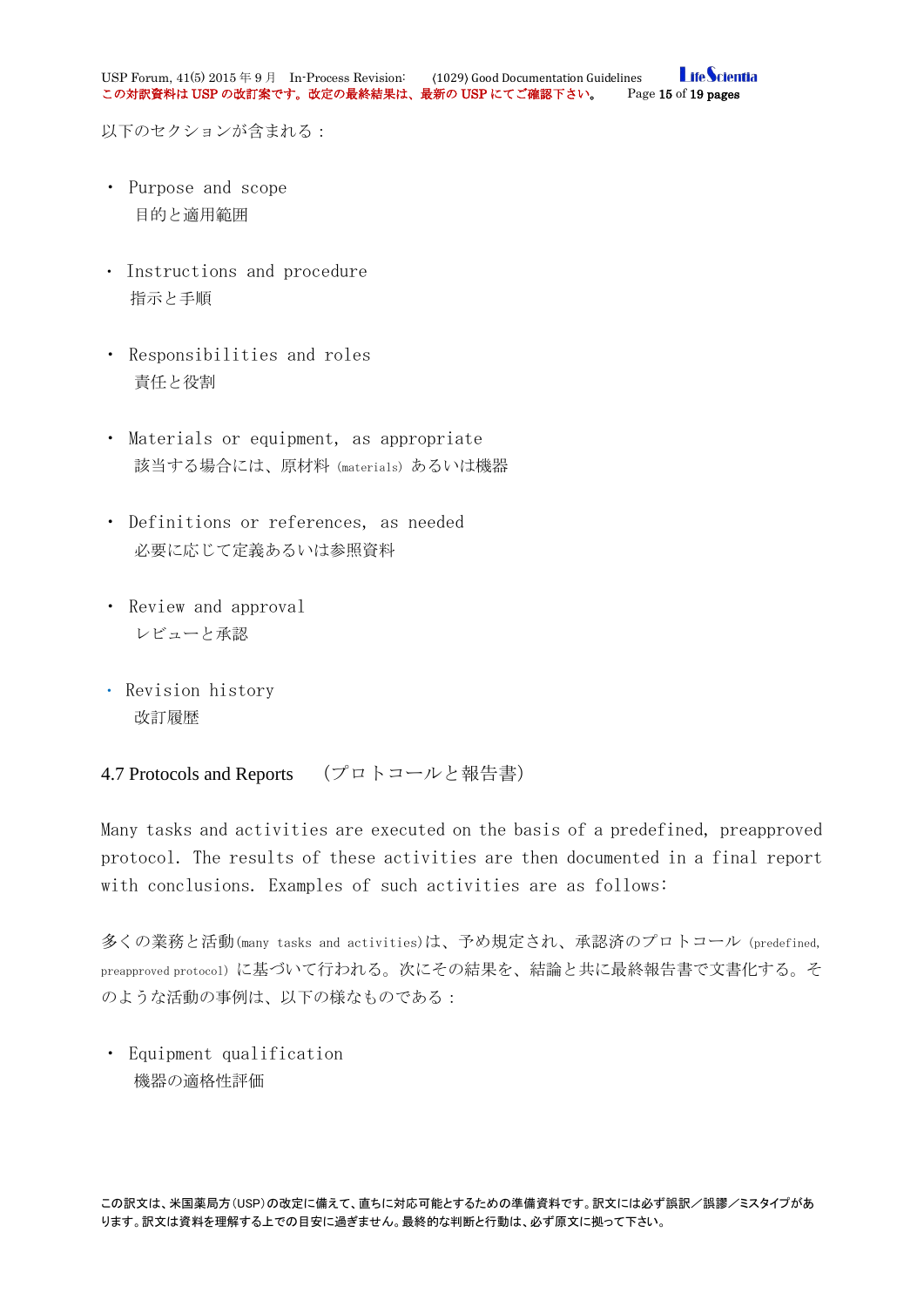以下のセクションが含まれる：

- Purpose and scope
  目的と適用範囲

- Instructions and procedure
  指示と手順

- Responsibilities and roles
  責任と役割

- Materials or equipment, as appropriate
  該当する場合には、原材料 (materials) あるいは機器

- Definitions or references, as needed
  必要に応じて定義あるいは参照資料

- Review and approval
  レビューと承認

- Revision history
  改訂履歴

## 4.7 Protocols and Reports （プロトコールと報告書）

Many tasks and activities are executed on the basis of a predefined, preapproved protocol. The results of these activities are then documented in a final report with conclusions. Examples of such activities are as follows:

多くの業務と活動(many tasks and activities)は、予め規定され、承認済のプロトコール (predefined, preapproved protocol) に基づいて行われる。次にその結果を、結論と共に最終報告書で文書化する。そのような活動の事例は、以下の様なものである：

- Equipment qualification
  機器の適格性評価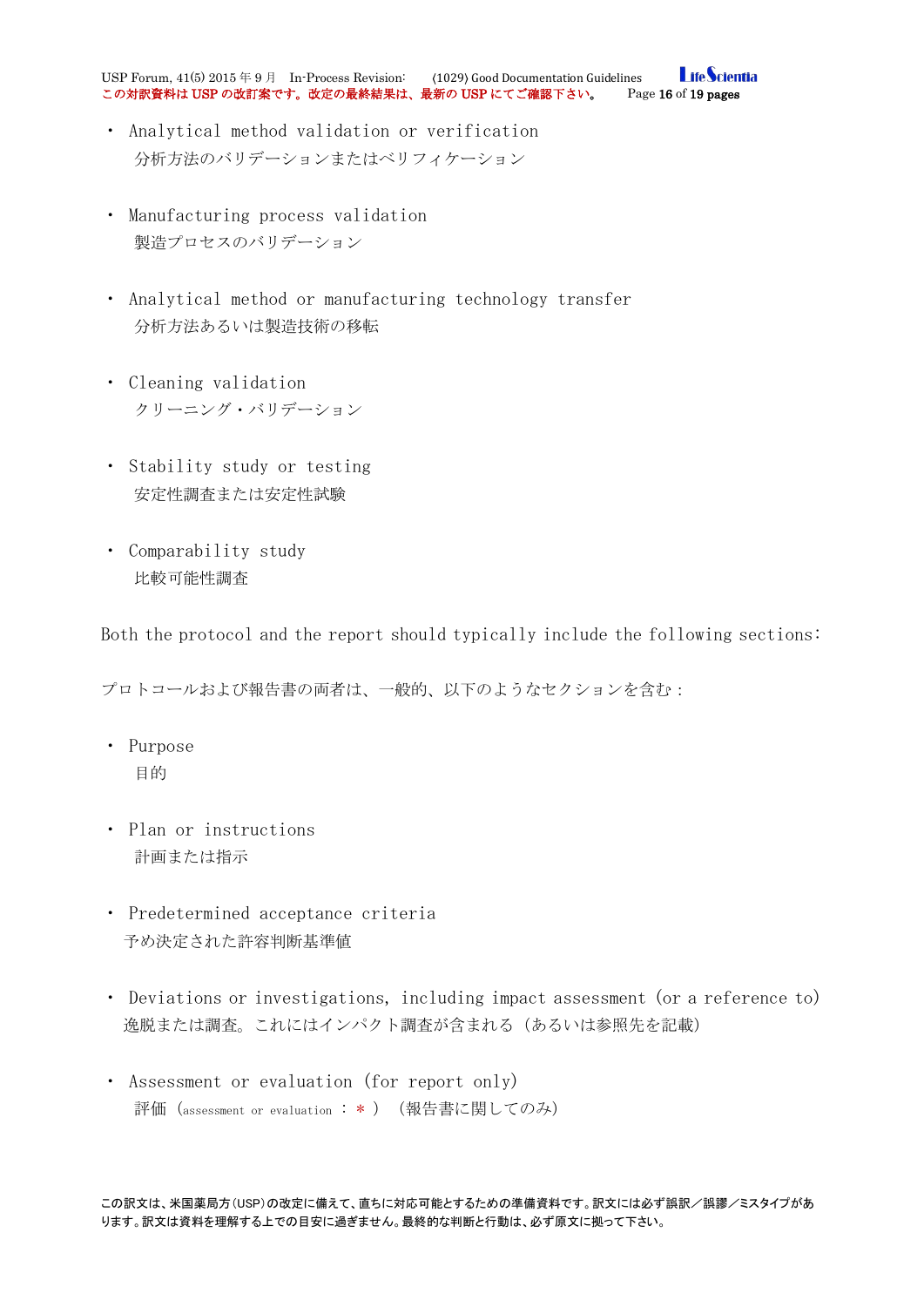- Analytical method validation or verification
  分析方法のバリデーションまたはベリフィケーション

- Manufacturing process validation
  製造プロセスのバリデーション

- Analytical method or manufacturing technology transfer
  分析方法あるいは製造技術の移転

- Cleaning validation
  クリーニング・バリデーション

- Stability study or testing
  安定性調査または安定性試験

- Comparability study
  比較可能性調査

Both the protocol and the report should typically include the following sections:

プロトコールおよび報告書の両者は、一般的、以下のようなセクションを含む：

- Purpose
  目的

- Plan or instructions
  計画または指示

- Predetermined acceptance criteria
  予め決定された許容判断基準値

- Deviations or investigations, including impact assessment (or a reference to)
  逸脱または調査。これにはインパクト調査が含まれる（あるいは参照先を記載）

- Assessment or evaluation (for report only)
  評価（assessment or evaluation ：＊）（報告書に関してのみ）

この訳文は、米国薬局方（USP）の改定に備えて、直ちに対応可能とするための準備資料です。訳文には必ず誤訳／誤謬／ミスタイプがあります。訳文は資料を理解する上での目安に過ぎません。最終的な判断と行動は、必ず原文に拠って下さい。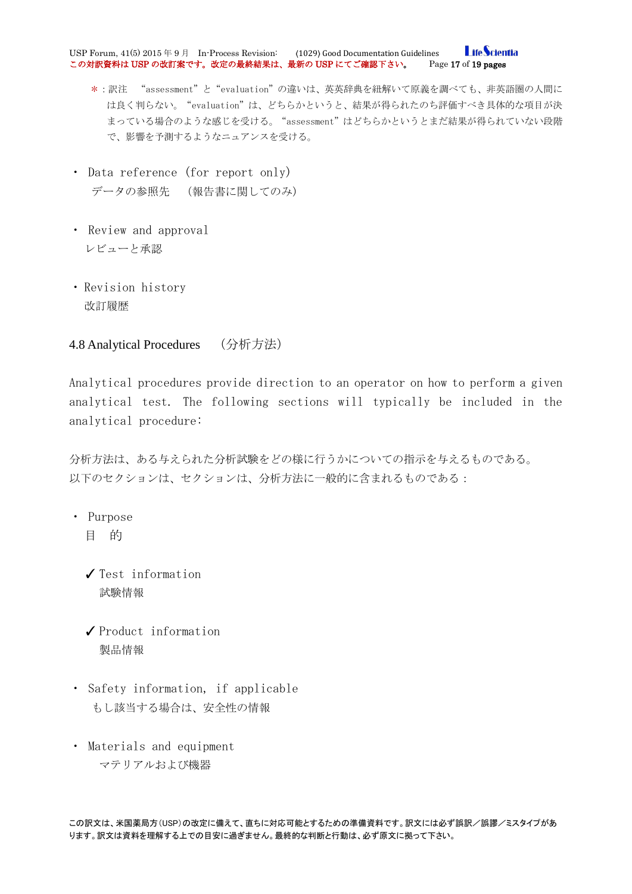＊：訳注 "assessment"と"evaluation"の違いは、英英辞典を紐解いて原義を調べても、非英語圏の人間には良く判らない。"evaluation"は、どちらかというと、結果が得られたのち評価すべき具体的な項目が決まっている場合のような感じを受ける。"assessment"はどちらかというとまだ結果が得られていない段階で、影響を予測するようなニュアンスを受ける。

- Data reference (for report only)
  データの参照先 (報告書に関してのみ)

- Review and approval
  レビューと承認

- Revision history
  改訂履歴

## 4.8 Analytical Procedures (分析方法)

Analytical procedures provide direction to an operator on how to perform a given analytical test. The following sections will typically be included in the analytical procedure:

分析方法は、ある与えられた分析試験をどの様に行うかについての指示を与えるものである。
以下のセクションは、セクションは、分析方法に一般的に含まれるものである：

- Purpose
  目 的
  - ✓ Test information
    試験情報
  - ✓ Product information
    製品情報
- Safety information, if applicable
  もし該当する場合は、安全性の情報
- Materials and equipment
  マテリアルおよび機器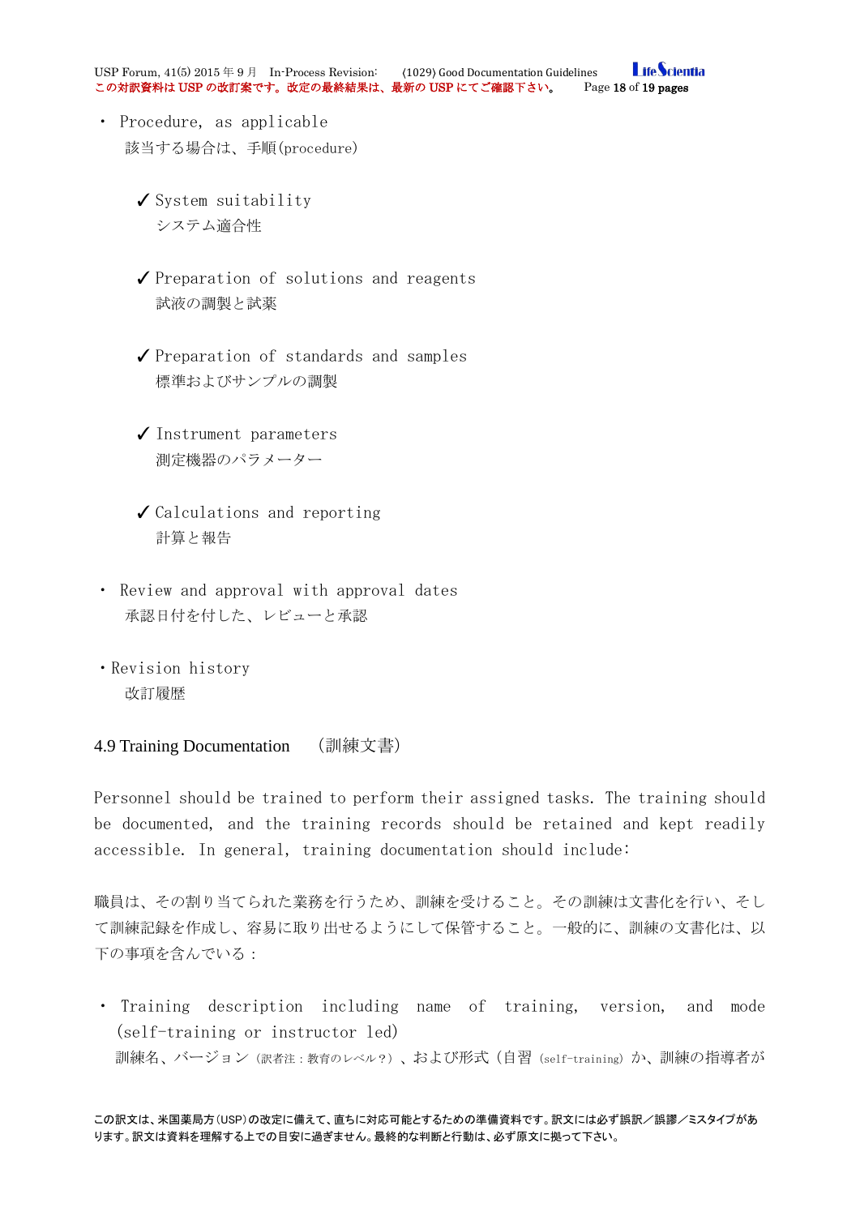- Procedure, as applicable

  該当する場合は、手順(procedure)

  - ✓ System suitability

    システム適合性

  - ✓ Preparation of solutions and reagents

    試液の調製と試薬

  - ✓ Preparation of standards and samples

    標準およびサンプルの調製

  - ✓ Instrument parameters

    測定機器のパラメーター

  - ✓ Calculations and reporting

    計算と報告

- Review and approval with approval dates

  承認日付を付した、レビューと承認

- Revision history

  改訂履歴

### 4.9 Training Documentation （訓練文書）

Personnel should be trained to perform their assigned tasks. The training should be documented, and the training records should be retained and kept readily accessible. In general, training documentation should include:

職員は、その割り当てられた業務を行うため、訓練を受けること。その訓練は文書化を行い、そして訓練記録を作成し、容易に取り出せるようにして保管すること。一般的に、訓練の文書化は、以下の事項を含んでいる：

- Training description including name of training, version, and mode (self-training or instructor led)

  訓練名、バージョン（訳者注：教育のレベル？）、および形式（自習（self-training）か、訓練の指導者が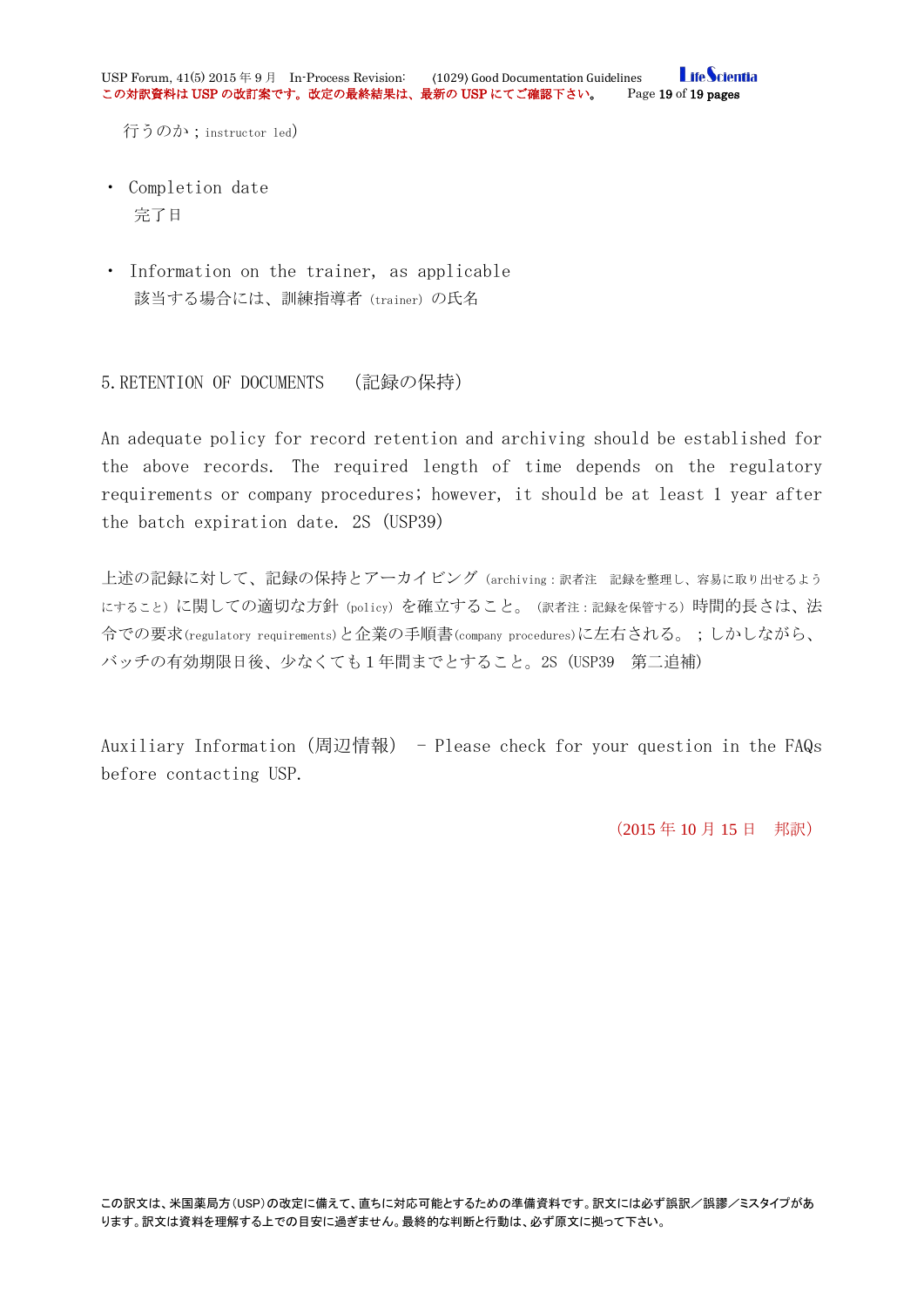行うのか；instructor led）

- Completion date
  完了日

- Information on the trainer, as applicable
  該当する場合には、訓練指導者（trainer）の氏名

## 5. RETENTION OF DOCUMENTS　（記録の保持）

An adequate policy for record retention and archiving should be established for the above records. The required length of time depends on the regulatory requirements or company procedures; however, it should be at least 1 year after the batch expiration date. 2S (USP39)

上述の記録に対して、記録の保持とアーカイビング（archiving：訳者注　記録を整理し、容易に取り出せるようにすること）に関しての適切な方針（policy）を確立すること。（訳者注：記録を保管する）時間的長さは、法令での要求(regulatory requirements)と企業の手順書(company procedures)に左右される。；しかしながら、バッチの有効期限日後、少なくても1年間までとすること。2S (USP39　第二追補)

Auxiliary Information (周辺情報)　– Please check for your question in the FAQs before contacting USP.

（2015年10月15日　邦訳）

この訳文は、米国薬局方(USP)の改定に備えて、直ちに対応可能とするための準備資料です。訳文には必ず誤訳／誤謬／ミスタイプがあります。訳文は資料を理解する上での目安に過ぎません。最終的な判断と行動は、必ず原文に拠って下さい。